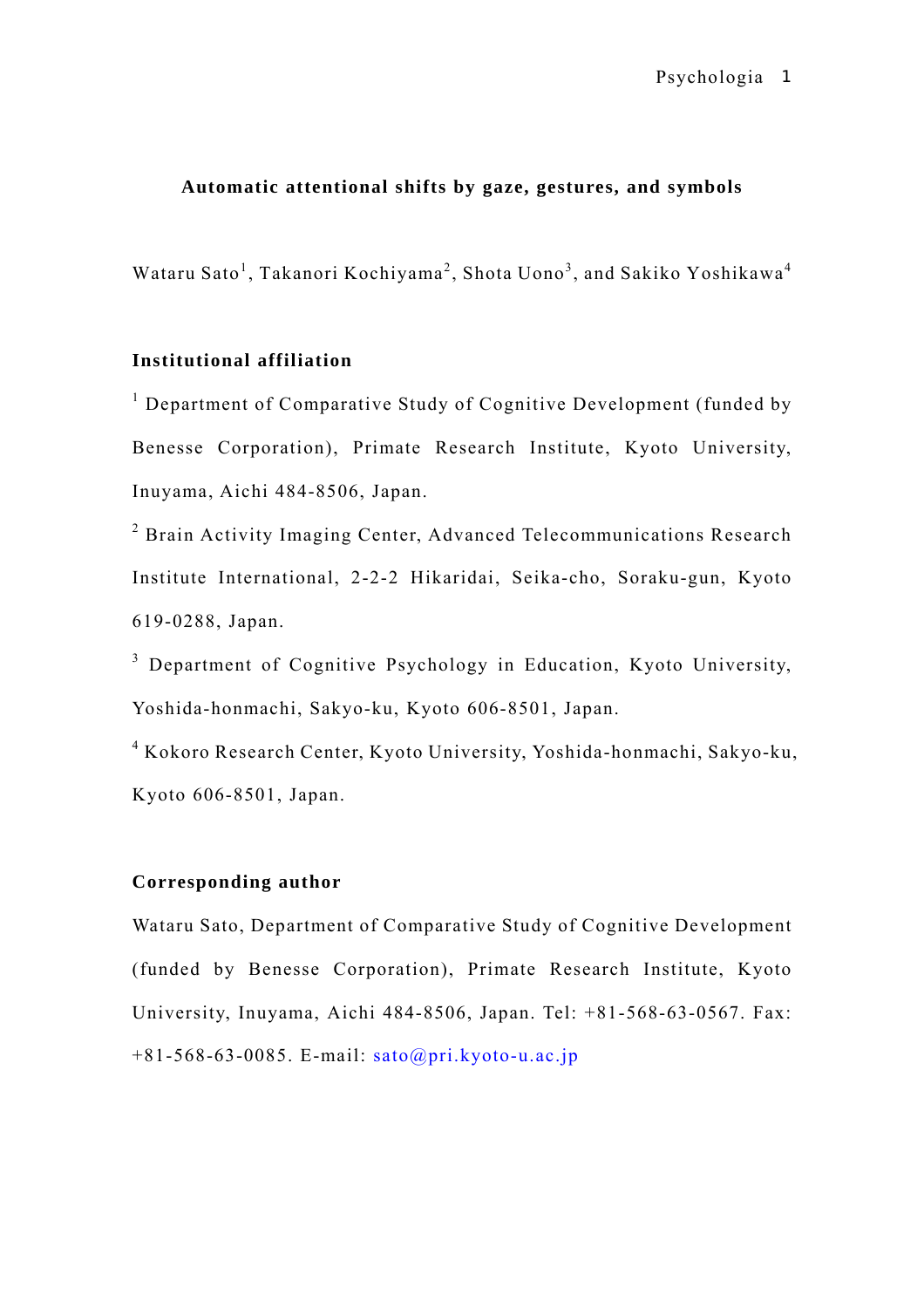# Automatic attentional shifts by gaze, gestures, and symbols

Wataru Sato[1], Takanori Kochiyama[2], Shota Uono[3], and Sakiko Yoshikawa[4]

## Institutional affiliation

[1] Department of Comparative Study of Cognitive Development (funded by Benesse Corporation), Primate Research Institute, Kyoto University, Inuyama, Aichi 484-8506, Japan.

[2] Brain Activity Imaging Center, Advanced Telecommunications Research Institute International, 2-2-2 Hikaridai, Seika-cho, Soraku-gun, Kyoto 619-0288, Japan.

[3] Department of Cognitive Psychology in Education, Kyoto University, Yoshida-honmachi, Sakyo-ku, Kyoto 606-8501, Japan.

[4] Kokoro Research Center, Kyoto University, Yoshida-honmachi, Sakyo-ku, Kyoto 606-8501, Japan.

## Corresponding author

Wataru Sato, Department of Comparative Study of Cognitive Development (funded by Benesse Corporation), Primate Research Institute, Kyoto University, Inuyama, Aichi 484-8506, Japan. Tel: +81-568-63-0567. Fax: +81-568-63-0085. E-mail: sato@pri.kyoto-u.ac.jp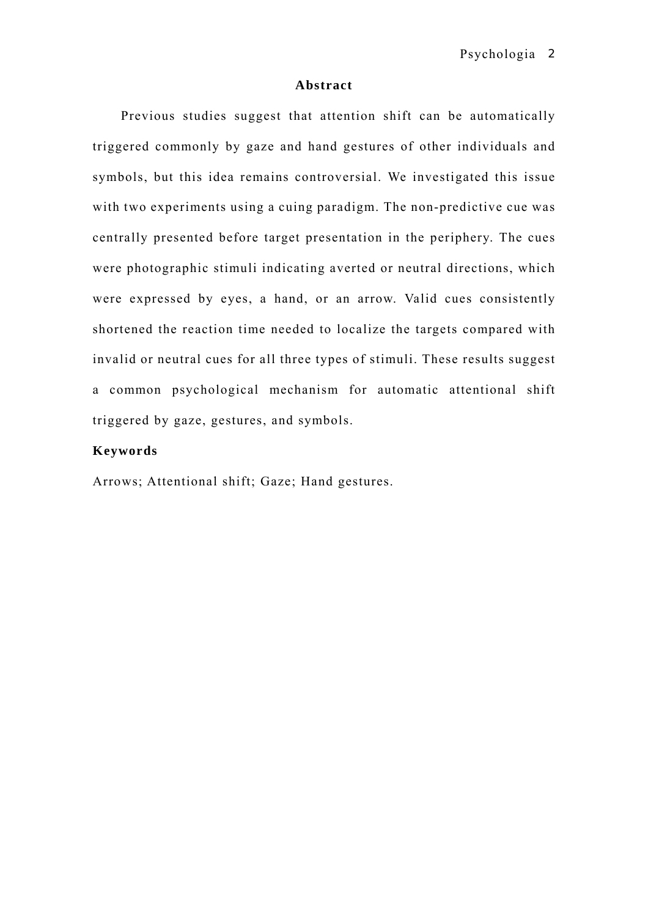## Abstract

Previous studies suggest that attention shift can be automatically triggered commonly by gaze and hand gestures of other individuals and symbols, but this idea remains controversial. We investigated this issue with two experiments using a cuing paradigm. The non-predictive cue was centrally presented before target presentation in the periphery. The cues were photographic stimuli indicating averted or neutral directions, which were expressed by eyes, a hand, or an arrow. Valid cues consistently shortened the reaction time needed to localize the targets compared with invalid or neutral cues for all three types of stimuli. These results suggest a common psychological mechanism for automatic attentional shift triggered by gaze, gestures, and symbols.

**Keywords**

Arrows; Attentional shift; Gaze; Hand gestures.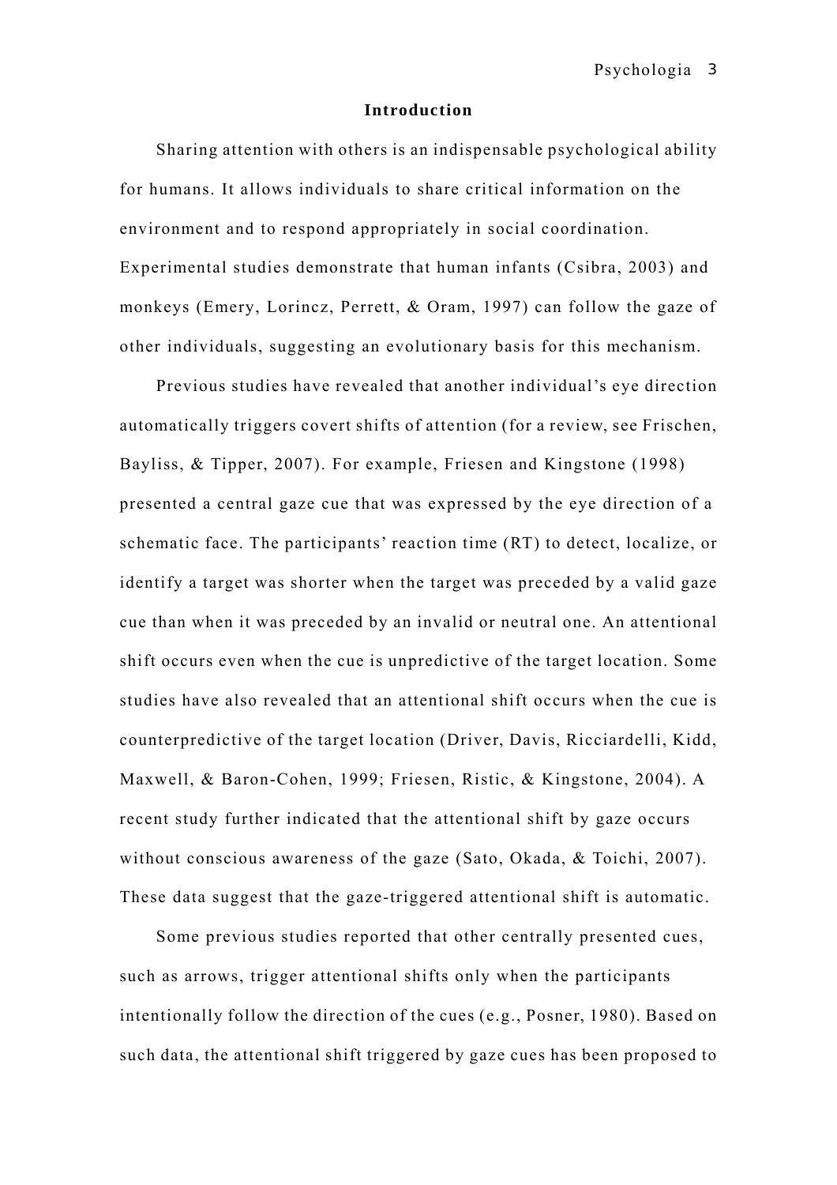## Introduction

Sharing attention with others is an indispensable psychological ability for humans. It allows individuals to share critical information on the environment and to respond appropriately in social coordination. Experimental studies demonstrate that human infants (Csibra, 2003) and monkeys (Emery, Lorincz, Perrett, & Oram, 1997) can follow the gaze of other individuals, suggesting an evolutionary basis for this mechanism.

Previous studies have revealed that another individual's eye direction automatically triggers covert shifts of attention (for a review, see Frischen, Bayliss, & Tipper, 2007). For example, Friesen and Kingstone (1998) presented a central gaze cue that was expressed by the eye direction of a schematic face. The participants' reaction time (RT) to detect, localize, or identify a target was shorter when the target was preceded by a valid gaze cue than when it was preceded by an invalid or neutral one. An attentional shift occurs even when the cue is unpredictive of the target location. Some studies have also revealed that an attentional shift occurs when the cue is counterpredictive of the target location (Driver, Davis, Ricciardelli, Kidd, Maxwell, & Baron-Cohen, 1999; Friesen, Ristic, & Kingstone, 2004). A recent study further indicated that the attentional shift by gaze occurs without conscious awareness of the gaze (Sato, Okada, & Toichi, 2007). These data suggest that the gaze-triggered attentional shift is automatic.

Some previous studies reported that other centrally presented cues, such as arrows, trigger attentional shifts only when the participants intentionally follow the direction of the cues (e.g., Posner, 1980). Based on such data, the attentional shift triggered by gaze cues has been proposed to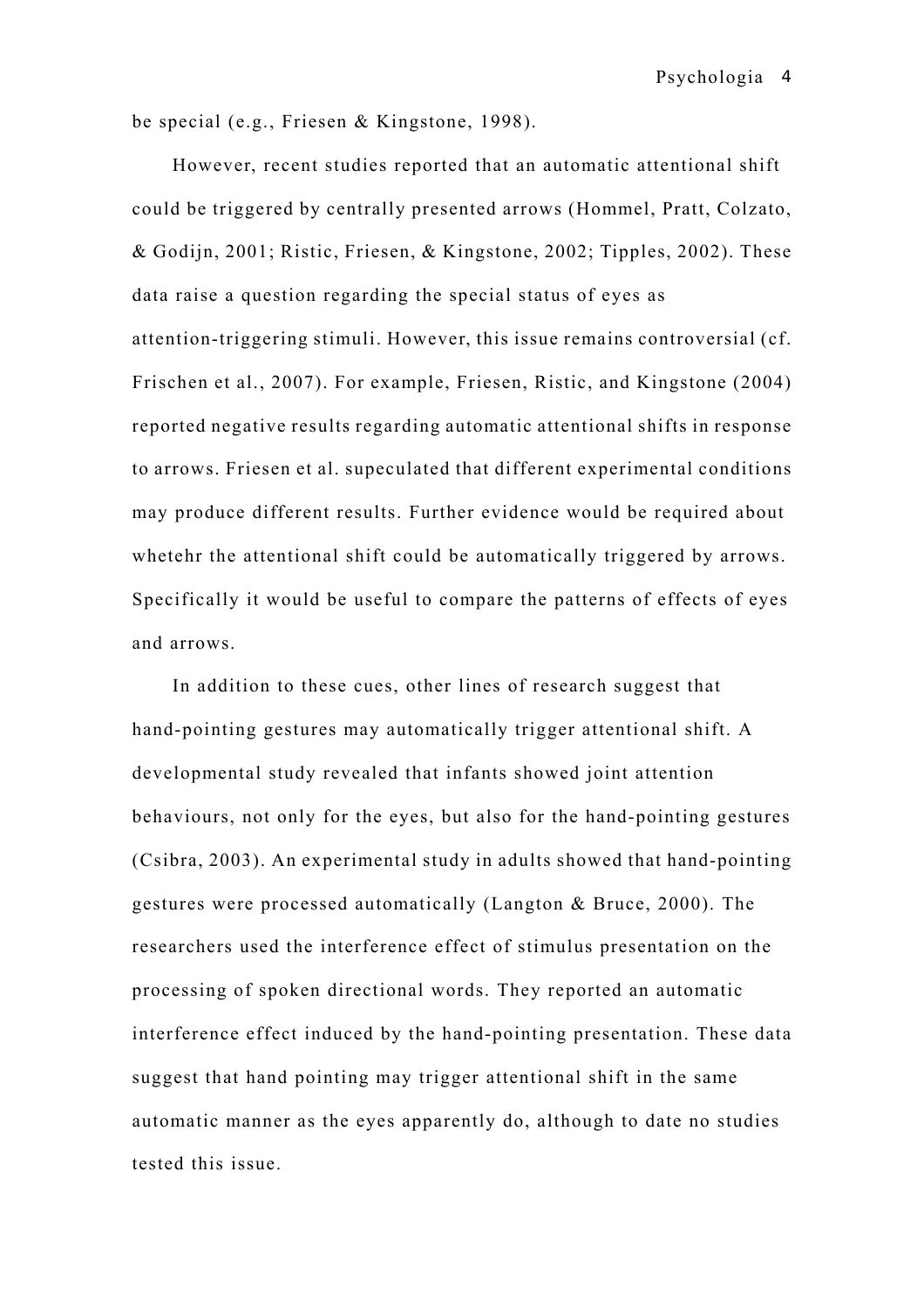be special (e.g., Friesen & Kingstone, 1998).

However, recent studies reported that an automatic attentional shift could be triggered by centrally presented arrows (Hommel, Pratt, Colzato, & Godijn, 2001; Ristic, Friesen, & Kingstone, 2002; Tipples, 2002). These data raise a question regarding the special status of eyes as attention-triggering stimuli. However, this issue remains controversial (cf. Frischen et al., 2007). For example, Friesen, Ristic, and Kingstone (2004) reported negative results regarding automatic attentional shifts in response to arrows. Friesen et al. supeculated that different experimental conditions may produce different results. Further evidence would be required about whetehr the attentional shift could be automatically triggered by arrows. Specifically it would be useful to compare the patterns of effects of eyes and arrows.

In addition to these cues, other lines of research suggest that hand-pointing gestures may automatically trigger attentional shift. A developmental study revealed that infants showed joint attention behaviours, not only for the eyes, but also for the hand-pointing gestures (Csibra, 2003). An experimental study in adults showed that hand-pointing gestures were processed automatically (Langton & Bruce, 2000). The researchers used the interference effect of stimulus presentation on the processing of spoken directional words. They reported an automatic interference effect induced by the hand-pointing presentation. These data suggest that hand pointing may trigger attentional shift in the same automatic manner as the eyes apparently do, although to date no studies tested this issue.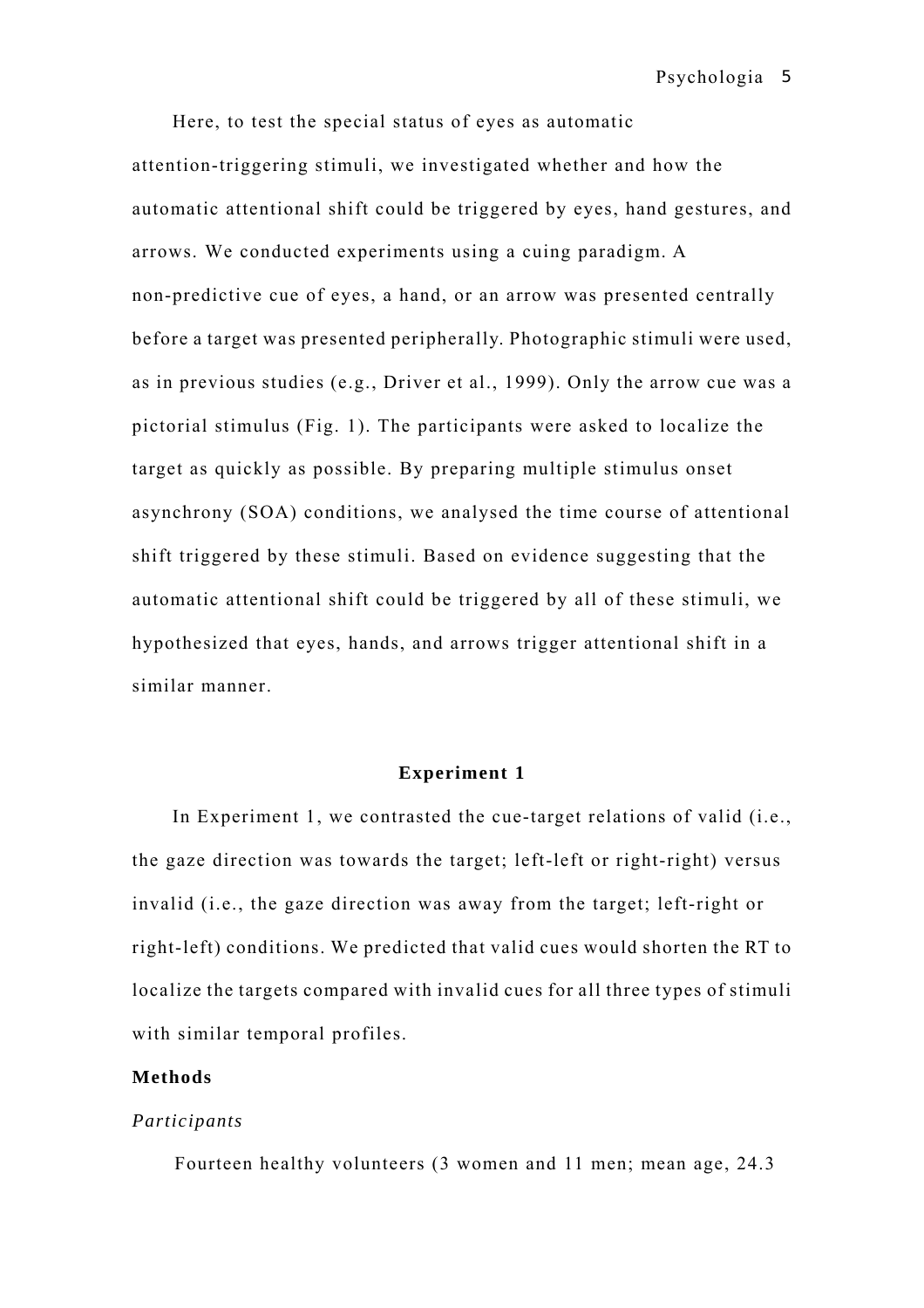Here, to test the special status of eyes as automatic attention-triggering stimuli, we investigated whether and how the automatic attentional shift could be triggered by eyes, hand gestures, and arrows. We conducted experiments using a cuing paradigm. A non-predictive cue of eyes, a hand, or an arrow was presented centrally before a target was presented peripherally. Photographic stimuli were used, as in previous studies (e.g., Driver et al., 1999). Only the arrow cue was a pictorial stimulus (Fig. 1). The participants were asked to localize the target as quickly as possible. By preparing multiple stimulus onset asynchrony (SOA) conditions, we analysed the time course of attentional shift triggered by these stimuli. Based on evidence suggesting that the automatic attentional shift could be triggered by all of these stimuli, we hypothesized that eyes, hands, and arrows trigger attentional shift in a similar manner.

## Experiment 1

In Experiment 1, we contrasted the cue-target relations of valid (i.e., the gaze direction was towards the target; left-left or right-right) versus invalid (i.e., the gaze direction was away from the target; left-right or right-left) conditions. We predicted that valid cues would shorten the RT to localize the targets compared with invalid cues for all three types of stimuli with similar temporal profiles.

### Methods

#### *Participants*

Fourteen healthy volunteers (3 women and 11 men; mean age, 24.3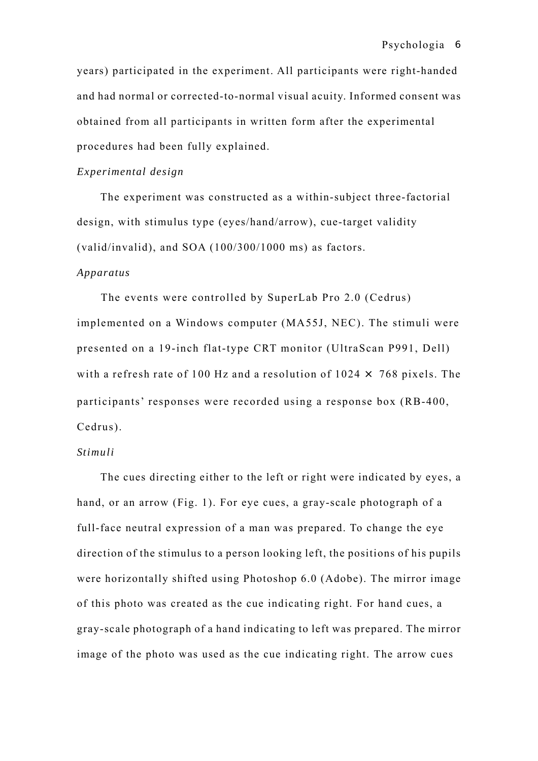years) participated in the experiment. All participants were right-handed and had normal or corrected-to-normal visual acuity. Informed consent was obtained from all participants in written form after the experimental procedures had been fully explained.

*Experimental design*

The experiment was constructed as a within-subject three-factorial design, with stimulus type (eyes/hand/arrow), cue-target validity (valid/invalid), and SOA (100/300/1000 ms) as factors.

*Apparatus*

The events were controlled by SuperLab Pro 2.0 (Cedrus) implemented on a Windows computer (MA55J, NEC). The stimuli were presented on a 19-inch flat-type CRT monitor (UltraScan P991, Dell) with a refresh rate of 100 Hz and a resolution of 1024 × 768 pixels. The participants' responses were recorded using a response box (RB-400, Cedrus).

*Stimuli*

The cues directing either to the left or right were indicated by eyes, a hand, or an arrow (Fig. 1). For eye cues, a gray-scale photograph of a full-face neutral expression of a man was prepared. To change the eye direction of the stimulus to a person looking left, the positions of his pupils were horizontally shifted using Photoshop 6.0 (Adobe). The mirror image of this photo was created as the cue indicating right. For hand cues, a gray-scale photograph of a hand indicating to left was prepared. The mirror image of the photo was used as the cue indicating right. The arrow cues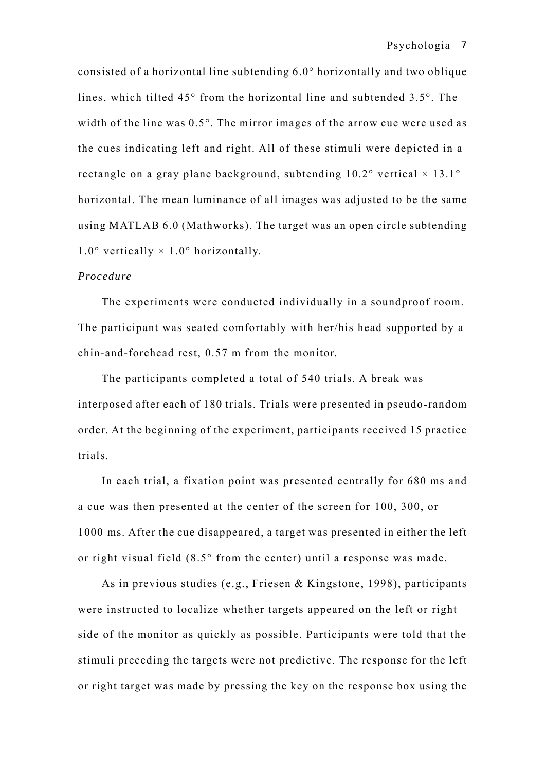consisted of a horizontal line subtending 6.0° horizontally and two oblique lines, which tilted 45° from the horizontal line and subtended 3.5°. The width of the line was 0.5°. The mirror images of the arrow cue were used as the cues indicating left and right. All of these stimuli were depicted in a rectangle on a gray plane background, subtending 10.2° vertical × 13.1° horizontal. The mean luminance of all images was adjusted to be the same using MATLAB 6.0 (Mathworks). The target was an open circle subtending 1.0° vertically × 1.0° horizontally.

*Procedure*

The experiments were conducted individually in a soundproof room. The participant was seated comfortably with her/his head supported by a chin-and-forehead rest, 0.57 m from the monitor.

The participants completed a total of 540 trials. A break was interposed after each of 180 trials. Trials were presented in pseudo-random order. At the beginning of the experiment, participants received 15 practice trials.

In each trial, a fixation point was presented centrally for 680 ms and a cue was then presented at the center of the screen for 100, 300, or 1000 ms. After the cue disappeared, a target was presented in either the left or right visual field (8.5° from the center) until a response was made.

As in previous studies (e.g., Friesen & Kingstone, 1998), participants were instructed to localize whether targets appeared on the left or right side of the monitor as quickly as possible. Participants were told that the stimuli preceding the targets were not predictive. The response for the left or right target was made by pressing the key on the response box using the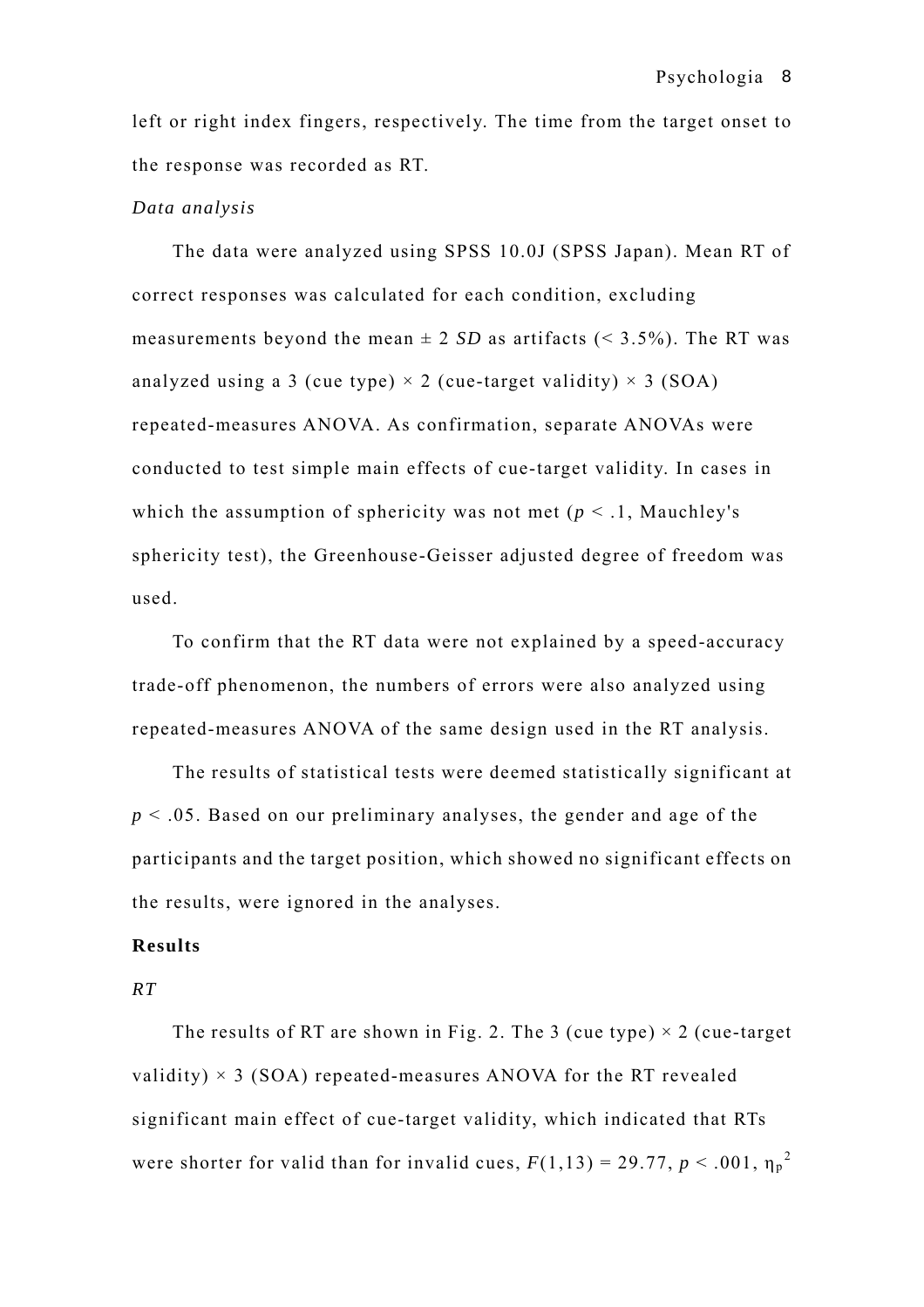left or right index fingers, respectively. The time from the target onset to the response was recorded as RT.

*Data analysis*

The data were analyzed using SPSS 10.0J (SPSS Japan). Mean RT of correct responses was calculated for each condition, excluding measurements beyond the mean ± 2 *SD* as artifacts (< 3.5%). The RT was analyzed using a 3 (cue type) × 2 (cue-target validity) × 3 (SOA) repeated-measures ANOVA. As confirmation, separate ANOVAs were conducted to test simple main effects of cue-target validity. In cases in which the assumption of sphericity was not met ($p < .1$, Mauchley's sphericity test), the Greenhouse-Geisser adjusted degree of freedom was used.

To confirm that the RT data were not explained by a speed-accuracy trade-off phenomenon, the numbers of errors were also analyzed using repeated-measures ANOVA of the same design used in the RT analysis.

The results of statistical tests were deemed statistically significant at $p < .05$. Based on our preliminary analyses, the gender and age of the participants and the target position, which showed no significant effects on the results, were ignored in the analyses.

## Results

*RT*

The results of RT are shown in Fig. 2. The 3 (cue type) × 2 (cue-target validity) × 3 (SOA) repeated-measures ANOVA for the RT revealed significant main effect of cue-target validity, which indicated that RTs were shorter for valid than for invalid cues, $F(1,13) = 29.77$, $p < .001$, $\eta_p^2$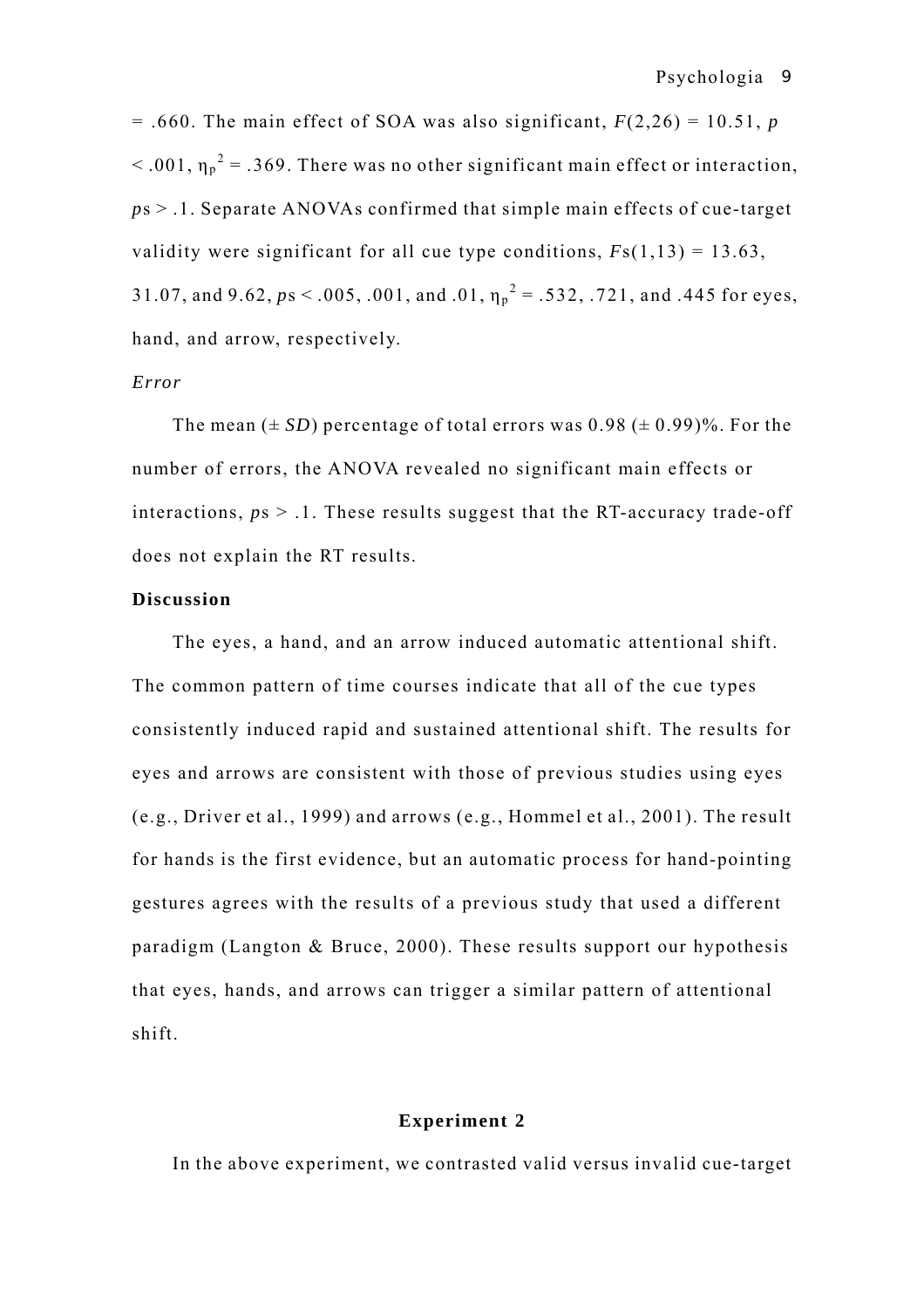= .660. The main effect of SOA was also significant, $F(2,26) = 10.51$, $p < .001$, $\eta_p^2 = .369$. There was no other significant main effect or interaction, $p$s > .1. Separate ANOVAs confirmed that simple main effects of cue-target validity were significant for all cue type conditions, $F$s$(1,13) = 13.63$, 31.07, and 9.62, $p$s < .005, .001, and .01, $\eta_p^2 = .532$, .721, and .445 for eyes, hand, and arrow, respectively.

*Error*

The mean (± *SD*) percentage of total errors was 0.98 (± 0.99)%. For the number of errors, the ANOVA revealed no significant main effects or interactions, $p$s > .1. These results suggest that the RT-accuracy trade-off does not explain the RT results.

**Discussion**

The eyes, a hand, and an arrow induced automatic attentional shift. The common pattern of time courses indicate that all of the cue types consistently induced rapid and sustained attentional shift. The results for eyes and arrows are consistent with those of previous studies using eyes (e.g., Driver et al., 1999) and arrows (e.g., Hommel et al., 2001). The result for hands is the first evidence, but an automatic process for hand-pointing gestures agrees with the results of a previous study that used a different paradigm (Langton & Bruce, 2000). These results support our hypothesis that eyes, hands, and arrows can trigger a similar pattern of attentional shift.

## Experiment 2

In the above experiment, we contrasted valid versus invalid cue-target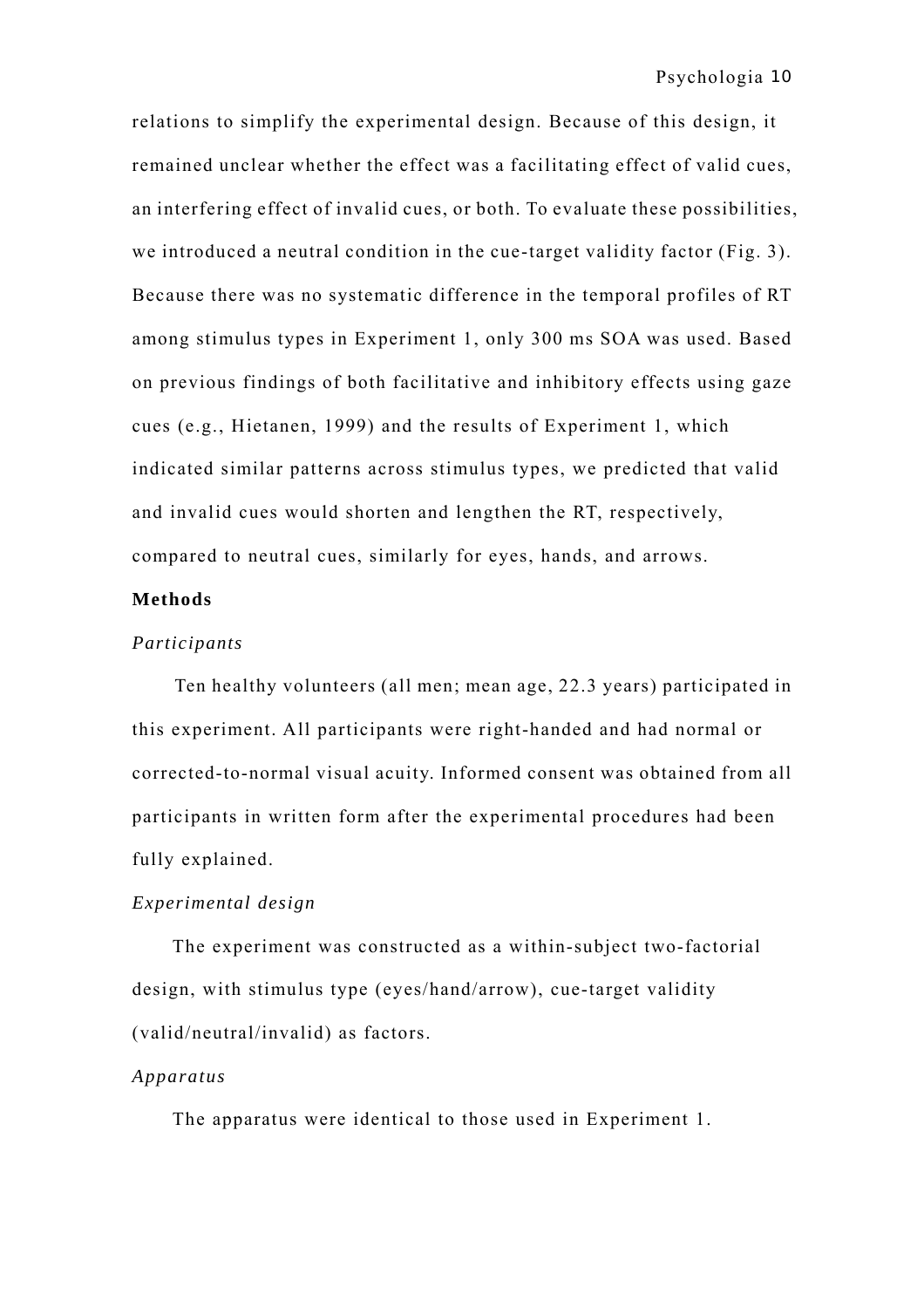relations to simplify the experimental design. Because of this design, it remained unclear whether the effect was a facilitating effect of valid cues, an interfering effect of invalid cues, or both. To evaluate these possibilities, we introduced a neutral condition in the cue-target validity factor (Fig. 3). Because there was no systematic difference in the temporal profiles of RT among stimulus types in Experiment 1, only 300 ms SOA was used. Based on previous findings of both facilitative and inhibitory effects using gaze cues (e.g., Hietanen, 1999) and the results of Experiment 1, which indicated similar patterns across stimulus types, we predicted that valid and invalid cues would shorten and lengthen the RT, respectively, compared to neutral cues, similarly for eyes, hands, and arrows.

**Methods**

*Participants*

Ten healthy volunteers (all men; mean age, 22.3 years) participated in this experiment. All participants were right-handed and had normal or corrected-to-normal visual acuity. Informed consent was obtained from all participants in written form after the experimental procedures had been fully explained.

*Experimental design*

The experiment was constructed as a within-subject two-factorial design, with stimulus type (eyes/hand/arrow), cue-target validity (valid/neutral/invalid) as factors.

*Apparatus*

The apparatus were identical to those used in Experiment 1.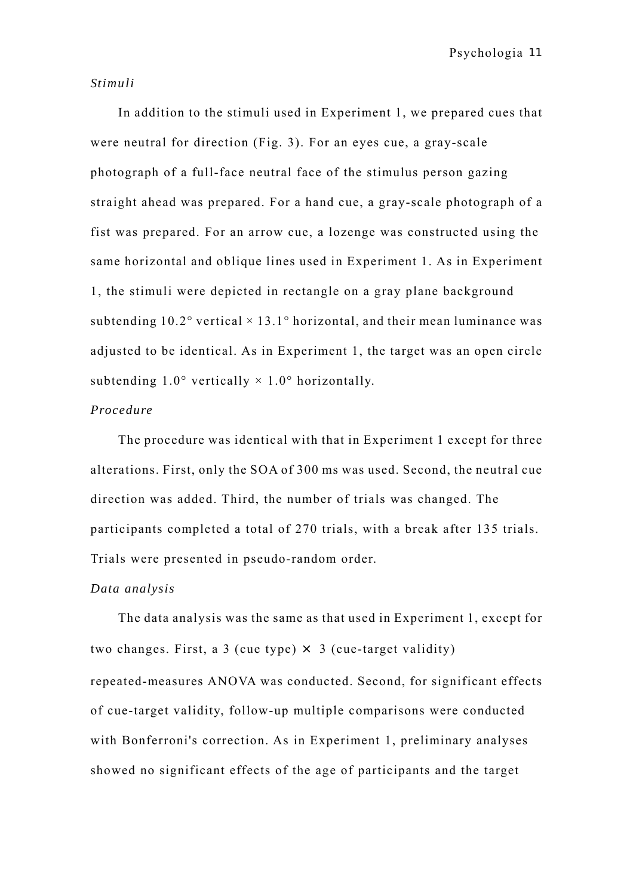*Stimuli*

In addition to the stimuli used in Experiment 1, we prepared cues that were neutral for direction (Fig. 3). For an eyes cue, a gray-scale photograph of a full-face neutral face of the stimulus person gazing straight ahead was prepared. For a hand cue, a gray-scale photograph of a fist was prepared. For an arrow cue, a lozenge was constructed using the same horizontal and oblique lines used in Experiment 1. As in Experiment 1, the stimuli were depicted in rectangle on a gray plane background subtending 10.2° vertical × 13.1° horizontal, and their mean luminance was adjusted to be identical. As in Experiment 1, the target was an open circle subtending 1.0° vertically × 1.0° horizontally.

*Procedure*

The procedure was identical with that in Experiment 1 except for three alterations. First, only the SOA of 300 ms was used. Second, the neutral cue direction was added. Third, the number of trials was changed. The participants completed a total of 270 trials, with a break after 135 trials. Trials were presented in pseudo-random order.

*Data analysis*

The data analysis was the same as that used in Experiment 1, except for two changes. First, a 3 (cue type) × 3 (cue-target validity) repeated-measures ANOVA was conducted. Second, for significant effects of cue-target validity, follow-up multiple comparisons were conducted with Bonferroni's correction. As in Experiment 1, preliminary analyses showed no significant effects of the age of participants and the target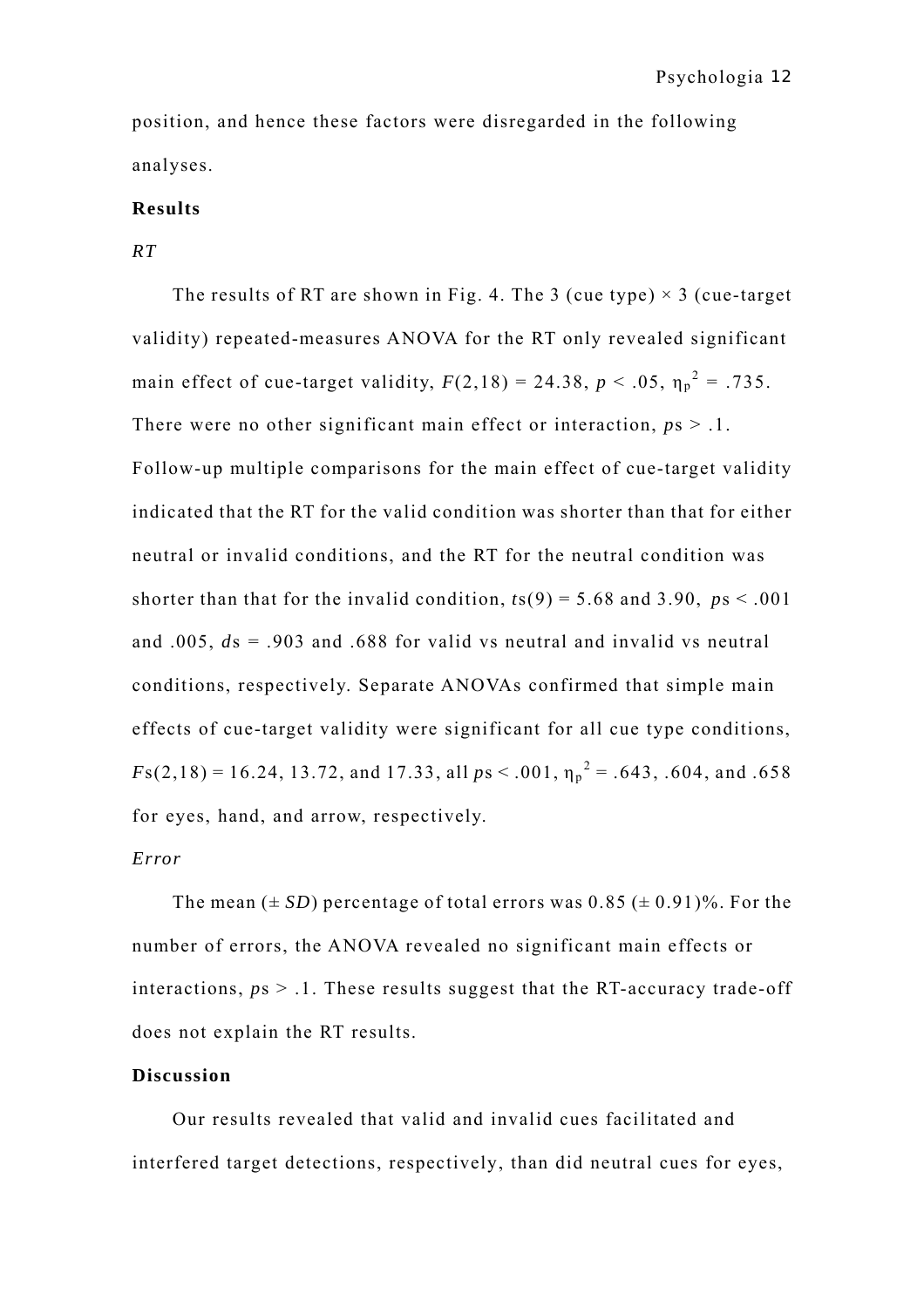position, and hence these factors were disregarded in the following analyses.

## Results

### *RT*

The results of RT are shown in Fig. 4. The 3 (cue type) × 3 (cue-target validity) repeated-measures ANOVA for the RT only revealed significant main effect of cue-target validity, $F(2,18) = 24.38$, $p < .05$, $\eta_p^2 = .735$. There were no other significant main effect or interaction, $p\text{s} > .1$. Follow-up multiple comparisons for the main effect of cue-target validity indicated that the RT for the valid condition was shorter than that for either neutral or invalid conditions, and the RT for the neutral condition was shorter than that for the invalid condition, $t\text{s}(9) = 5.68$ and $3.90$, $p\text{s} < .001$ and $.005$, $d\text{s} = .903$ and $.688$ for valid vs neutral and invalid vs neutral conditions, respectively. Separate ANOVAs confirmed that simple main effects of cue-target validity were significant for all cue type conditions, $F\text{s}(2,18) = 16.24$, $13.72$, and $17.33$, all $p\text{s} < .001$, $\eta_p^2 = .643$, $.604$, and $.658$ for eyes, hand, and arrow, respectively.

### *Error*

The mean (± *SD*) percentage of total errors was 0.85 (± 0.91)%. For the number of errors, the ANOVA revealed no significant main effects or interactions, $p\text{s} > .1$. These results suggest that the RT-accuracy trade-off does not explain the RT results.

## Discussion

Our results revealed that valid and invalid cues facilitated and interfered target detections, respectively, than did neutral cues for eyes,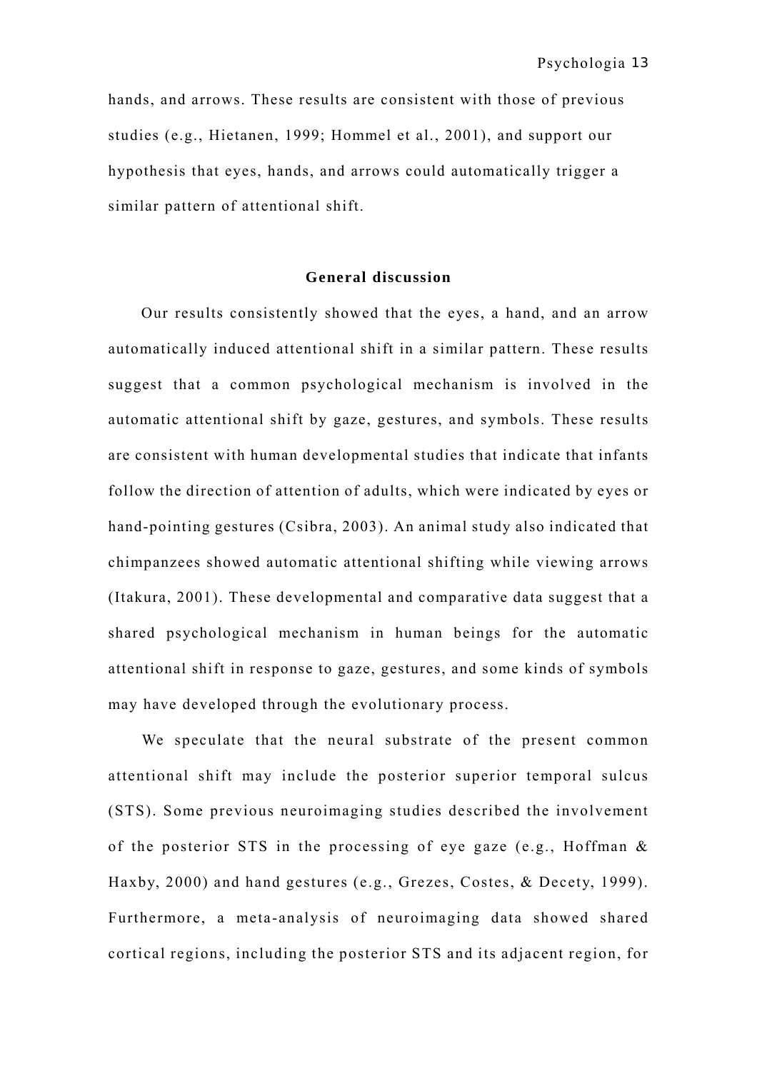hands, and arrows. These results are consistent with those of previous studies (e.g., Hietanen, 1999; Hommel et al., 2001), and support our hypothesis that eyes, hands, and arrows could automatically trigger a similar pattern of attentional shift.

## General discussion

Our results consistently showed that the eyes, a hand, and an arrow automatically induced attentional shift in a similar pattern. These results suggest that a common psychological mechanism is involved in the automatic attentional shift by gaze, gestures, and symbols. These results are consistent with human developmental studies that indicate that infants follow the direction of attention of adults, which were indicated by eyes or hand-pointing gestures (Csibra, 2003). An animal study also indicated that chimpanzees showed automatic attentional shifting while viewing arrows (Itakura, 2001). These developmental and comparative data suggest that a shared psychological mechanism in human beings for the automatic attentional shift in response to gaze, gestures, and some kinds of symbols may have developed through the evolutionary process.

We speculate that the neural substrate of the present common attentional shift may include the posterior superior temporal sulcus (STS). Some previous neuroimaging studies described the involvement of the posterior STS in the processing of eye gaze (e.g., Hoffman & Haxby, 2000) and hand gestures (e.g., Grezes, Costes, & Decety, 1999). Furthermore, a meta-analysis of neuroimaging data showed shared cortical regions, including the posterior STS and its adjacent region, for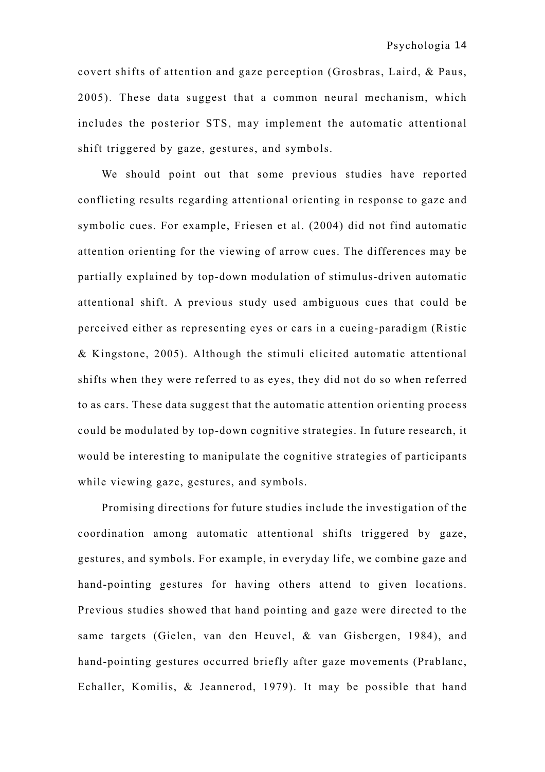covert shifts of attention and gaze perception (Grosbras, Laird, & Paus, 2005). These data suggest that a common neural mechanism, which includes the posterior STS, may implement the automatic attentional shift triggered by gaze, gestures, and symbols.

We should point out that some previous studies have reported conflicting results regarding attentional orienting in response to gaze and symbolic cues. For example, Friesen et al. (2004) did not find automatic attention orienting for the viewing of arrow cues. The differences may be partially explained by top-down modulation of stimulus-driven automatic attentional shift. A previous study used ambiguous cues that could be perceived either as representing eyes or cars in a cueing-paradigm (Ristic & Kingstone, 2005). Although the stimuli elicited automatic attentional shifts when they were referred to as eyes, they did not do so when referred to as cars. These data suggest that the automatic attention orienting process could be modulated by top-down cognitive strategies. In future research, it would be interesting to manipulate the cognitive strategies of participants while viewing gaze, gestures, and symbols.

Promising directions for future studies include the investigation of the coordination among automatic attentional shifts triggered by gaze, gestures, and symbols. For example, in everyday life, we combine gaze and hand-pointing gestures for having others attend to given locations. Previous studies showed that hand pointing and gaze were directed to the same targets (Gielen, van den Heuvel, & van Gisbergen, 1984), and hand-pointing gestures occurred briefly after gaze movements (Prablanc, Echaller, Komilis, & Jeannerod, 1979). It may be possible that hand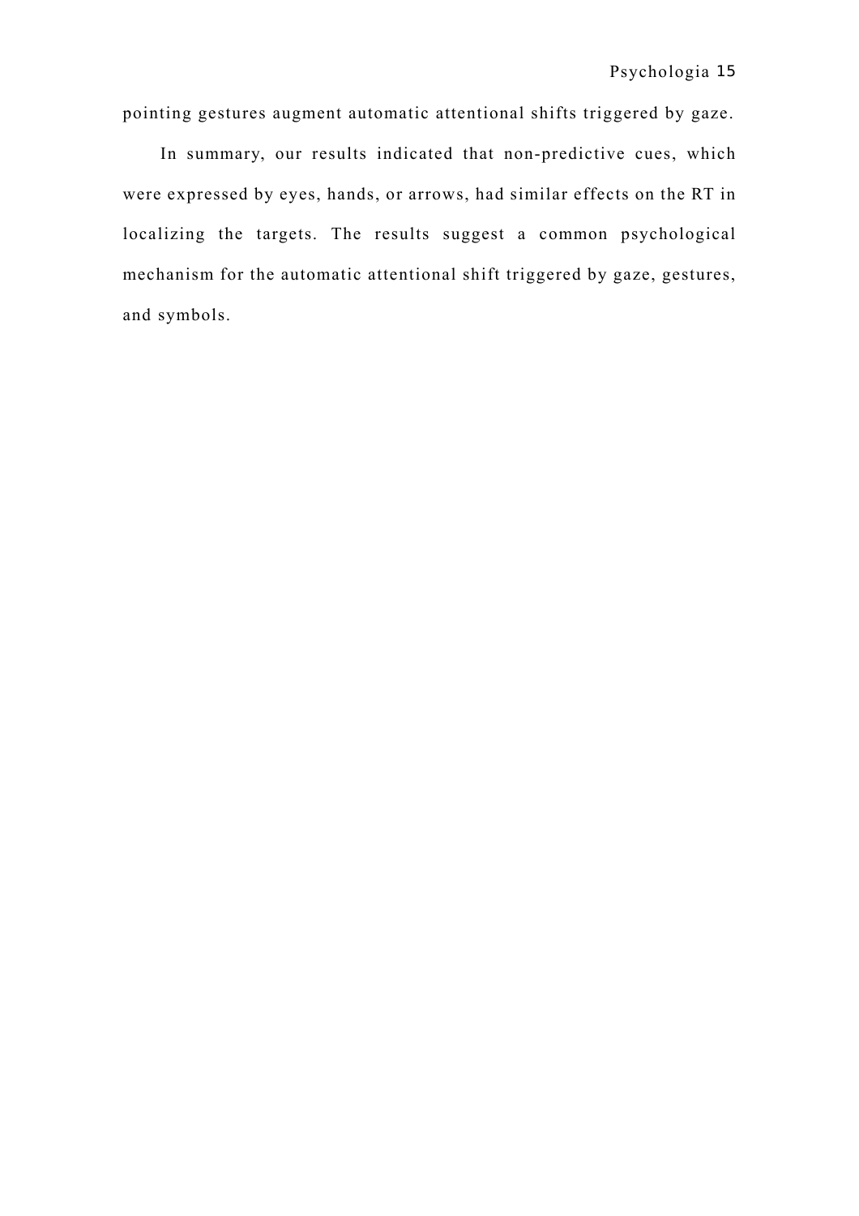pointing gestures augment automatic attentional shifts triggered by gaze.

In summary, our results indicated that non-predictive cues, which were expressed by eyes, hands, or arrows, had similar effects on the RT in localizing the targets. The results suggest a common psychological mechanism for the automatic attentional shift triggered by gaze, gestures, and symbols.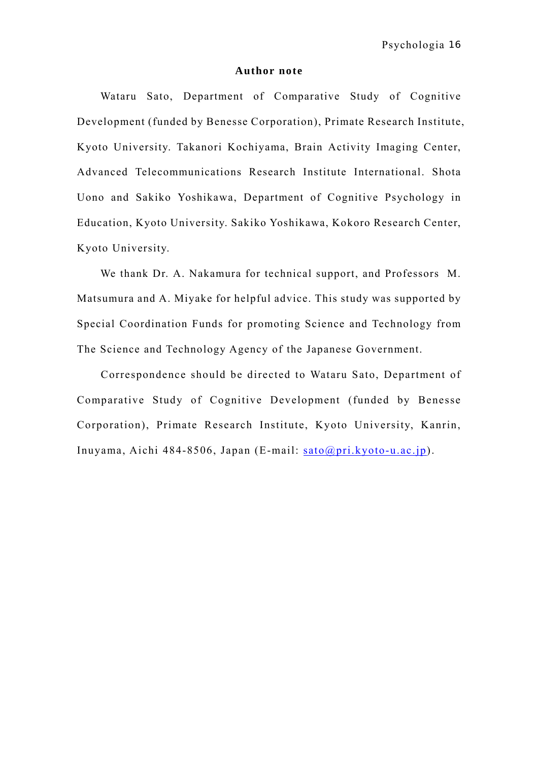## Author note

Wataru Sato, Department of Comparative Study of Cognitive Development (funded by Benesse Corporation), Primate Research Institute, Kyoto University. Takanori Kochiyama, Brain Activity Imaging Center, Advanced Telecommunications Research Institute International. Shota Uono and Sakiko Yoshikawa, Department of Cognitive Psychology in Education, Kyoto University. Sakiko Yoshikawa, Kokoro Research Center, Kyoto University.

We thank Dr. A. Nakamura for technical support, and Professors M. Matsumura and A. Miyake for helpful advice. This study was supported by Special Coordination Funds for promoting Science and Technology from The Science and Technology Agency of the Japanese Government.

Correspondence should be directed to Wataru Sato, Department of Comparative Study of Cognitive Development (funded by Benesse Corporation), Primate Research Institute, Kyoto University, Kanrin, Inuyama, Aichi 484-8506, Japan (E-mail: sato@pri.kyoto-u.ac.jp).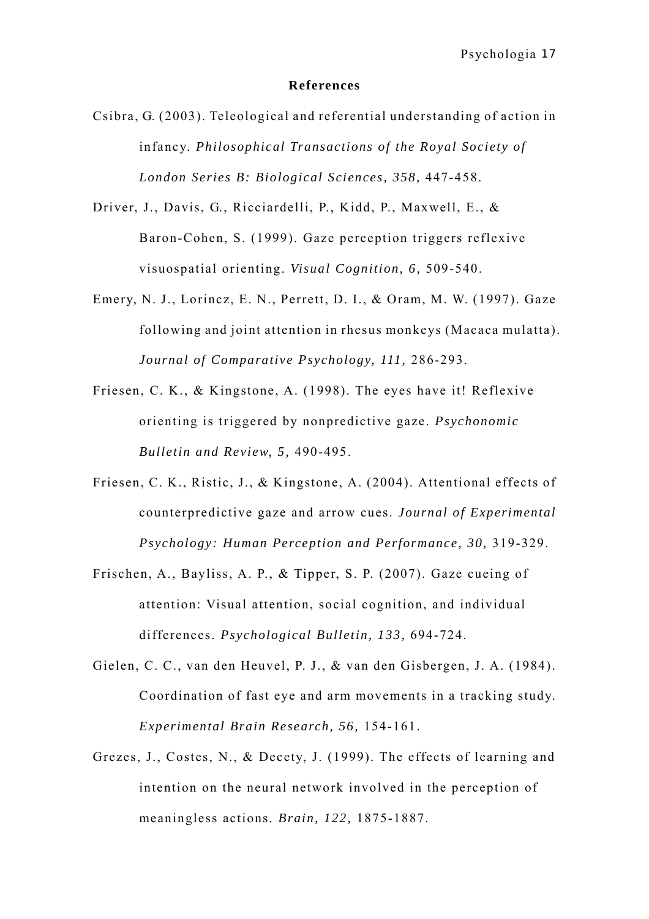**References**

Csibra, G. (2003). Teleological and referential understanding of action in infancy. *Philosophical Transactions of the Royal Society of London Series B: Biological Sciences, 358,* 447-458.

Driver, J., Davis, G., Ricciardelli, P., Kidd, P., Maxwell, E., & Baron-Cohen, S. (1999). Gaze perception triggers reflexive visuospatial orienting. *Visual Cognition, 6,* 509-540.

Emery, N. J., Lorincz, E. N., Perrett, D. I., & Oram, M. W. (1997). Gaze following and joint attention in rhesus monkeys (Macaca mulatta). *Journal of Comparative Psychology, 111,* 286-293.

Friesen, C. K., & Kingstone, A. (1998). The eyes have it! Reflexive orienting is triggered by nonpredictive gaze. *Psychonomic Bulletin and Review, 5,* 490-495.

Friesen, C. K., Ristic, J., & Kingstone, A. (2004). Attentional effects of counterpredictive gaze and arrow cues. *Journal of Experimental Psychology: Human Perception and Performance, 30,* 319-329.

Frischen, A., Bayliss, A. P., & Tipper, S. P. (2007). Gaze cueing of attention: Visual attention, social cognition, and individual differences. *Psychological Bulletin, 133,* 694-724.

Gielen, C. C., van den Heuvel, P. J., & van den Gisbergen, J. A. (1984). Coordination of fast eye and arm movements in a tracking study. *Experimental Brain Research, 56,* 154-161.

Grezes, J., Costes, N., & Decety, J. (1999). The effects of learning and intention on the neural network involved in the perception of meaningless actions. *Brain, 122,* 1875-1887.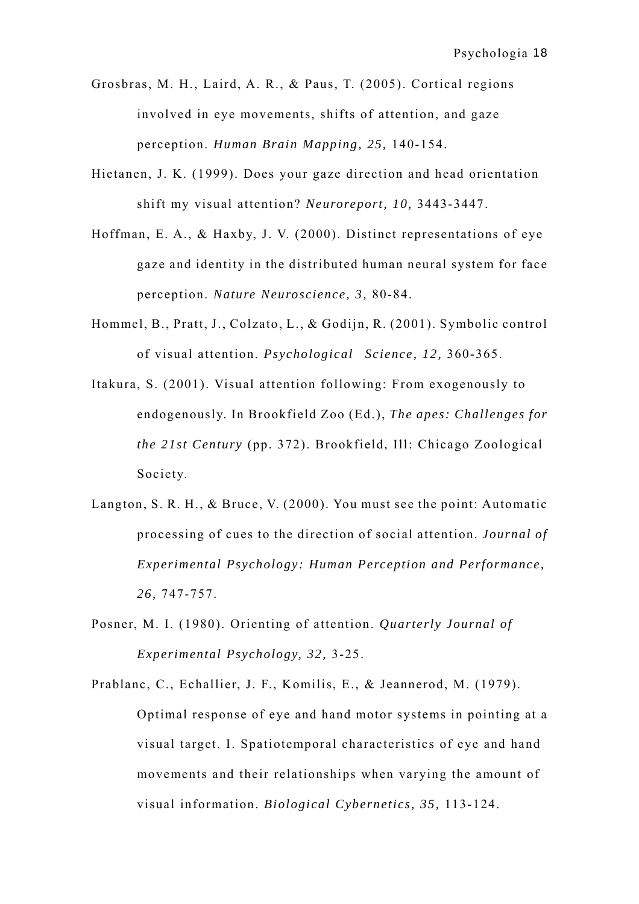Grosbras, M. H., Laird, A. R., & Paus, T. (2005). Cortical regions involved in eye movements, shifts of attention, and gaze perception. *Human Brain Mapping, 25,* 140-154.

Hietanen, J. K. (1999). Does your gaze direction and head orientation shift my visual attention? *Neuroreport, 10,* 3443-3447.

Hoffman, E. A., & Haxby, J. V. (2000). Distinct representations of eye gaze and identity in the distributed human neural system for face perception. *Nature Neuroscience, 3,* 80-84.

Hommel, B., Pratt, J., Colzato, L., & Godijn, R. (2001). Symbolic control of visual attention. *Psychological Science, 12,* 360-365.

Itakura, S. (2001). Visual attention following: From exogenously to endogenously. In Brookfield Zoo (Ed.), *The apes: Challenges for the 21st Century* (pp. 372). Brookfield, Ill: Chicago Zoological Society.

Langton, S. R. H., & Bruce, V. (2000). You must see the point: Automatic processing of cues to the direction of social attention. *Journal of Experimental Psychology: Human Perception and Performance, 26,* 747-757.

Posner, M. I. (1980). Orienting of attention. *Quarterly Journal of Experimental Psychology, 32,* 3-25.

Prablanc, C., Echallier, J. F., Komilis, E., & Jeannerod, M. (1979). Optimal response of eye and hand motor systems in pointing at a visual target. I. Spatiotemporal characteristics of eye and hand movements and their relationships when varying the amount of visual information. *Biological Cybernetics, 35,* 113-124.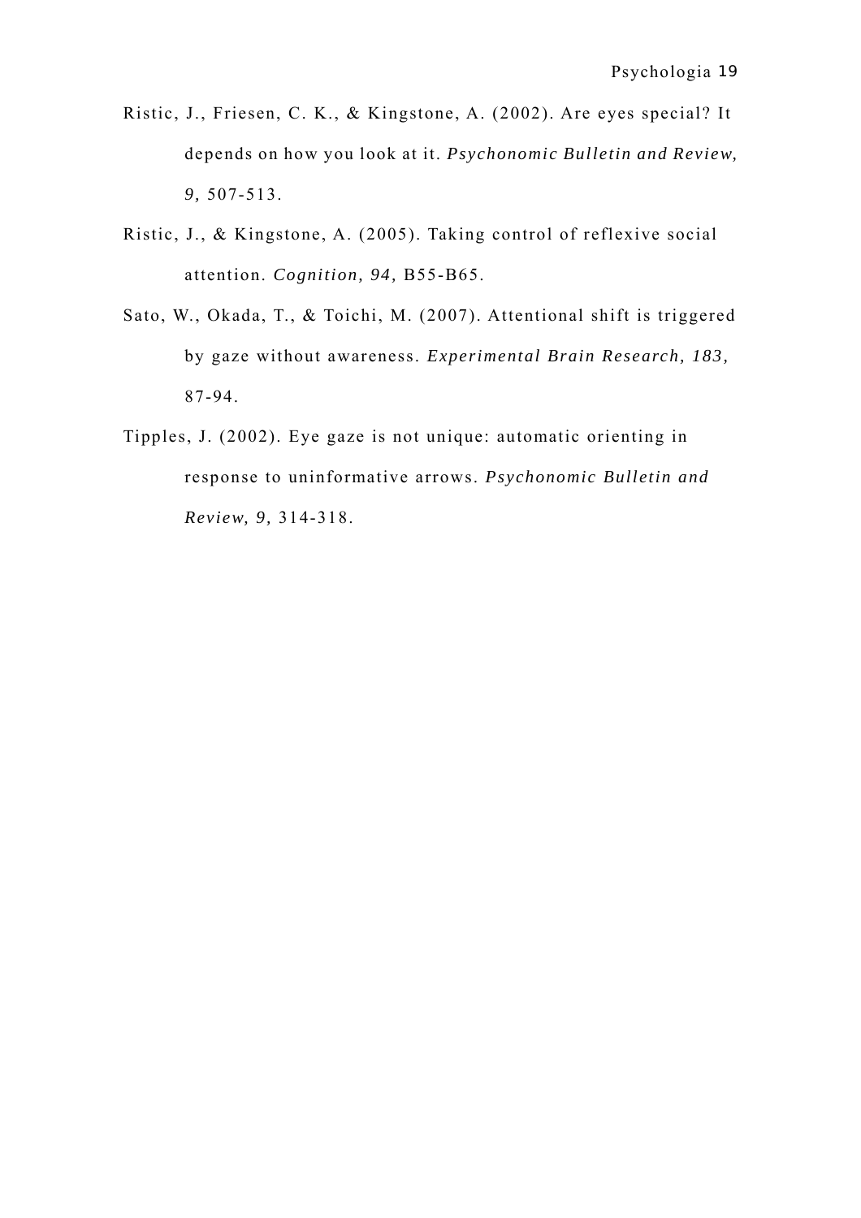Ristic, J., Friesen, C. K., & Kingstone, A. (2002). Are eyes special? It depends on how you look at it. *Psychonomic Bulletin and Review, 9,* 507-513.

Ristic, J., & Kingstone, A. (2005). Taking control of reflexive social attention. *Cognition, 94,* B55-B65.

Sato, W., Okada, T., & Toichi, M. (2007). Attentional shift is triggered by gaze without awareness. *Experimental Brain Research, 183,* 87-94.

Tipples, J. (2002). Eye gaze is not unique: automatic orienting in response to uninformative arrows. *Psychonomic Bulletin and Review, 9,* 314-318.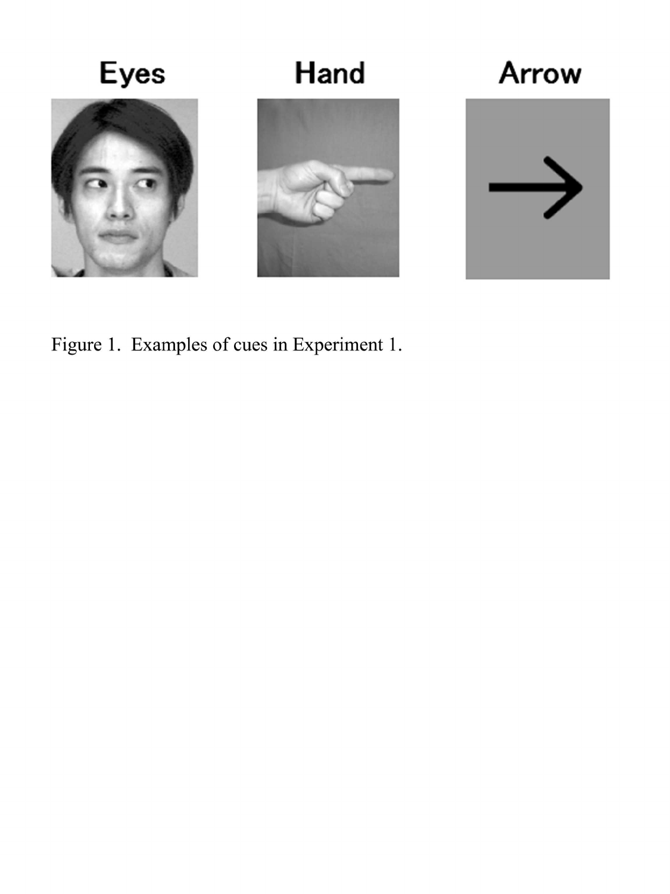Eyes

Hand

Arrow

Figure 1. Examples of cues in Experiment 1.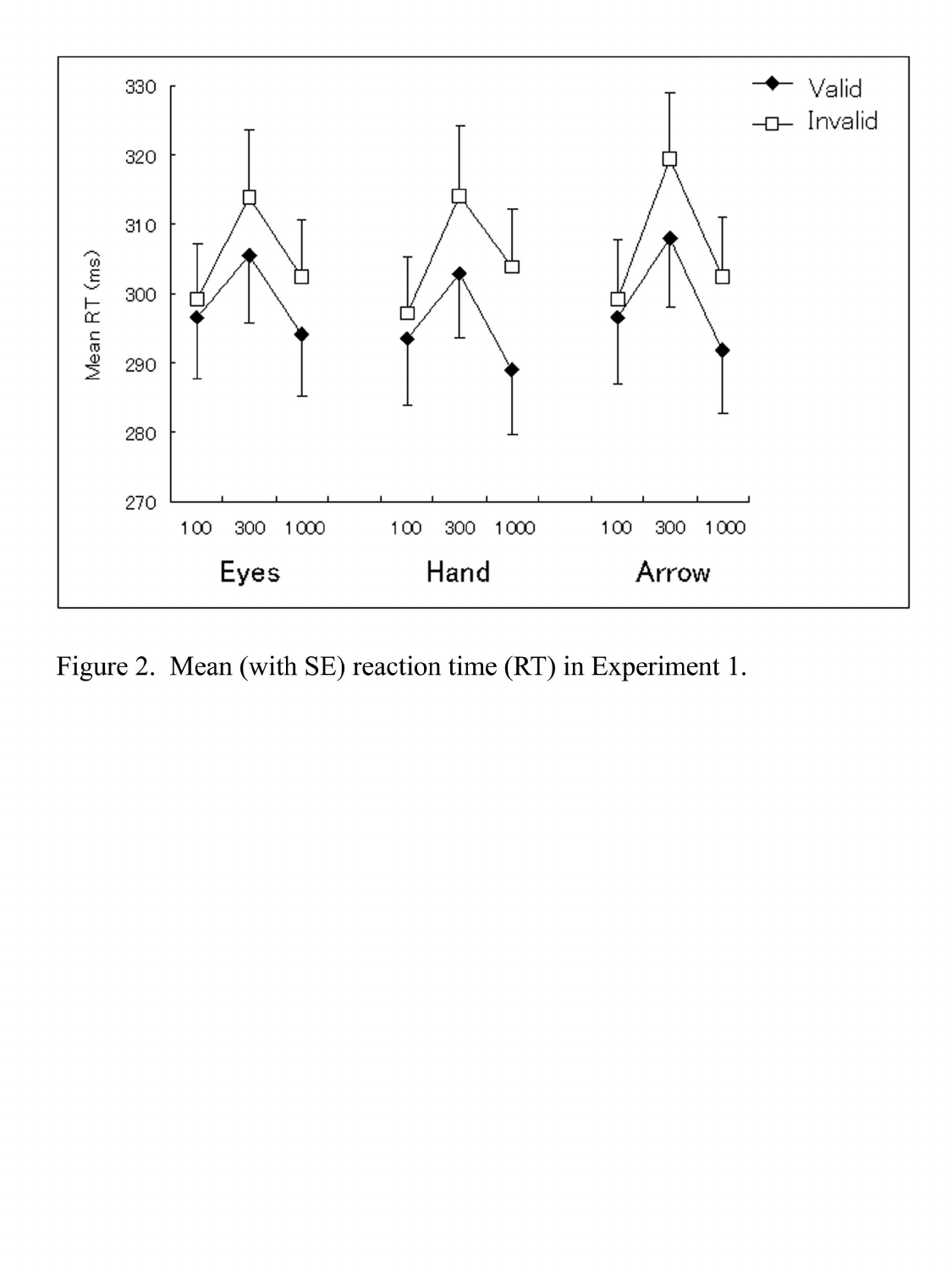Figure 2. Mean (with SE) reaction time (RT) in Experiment 1.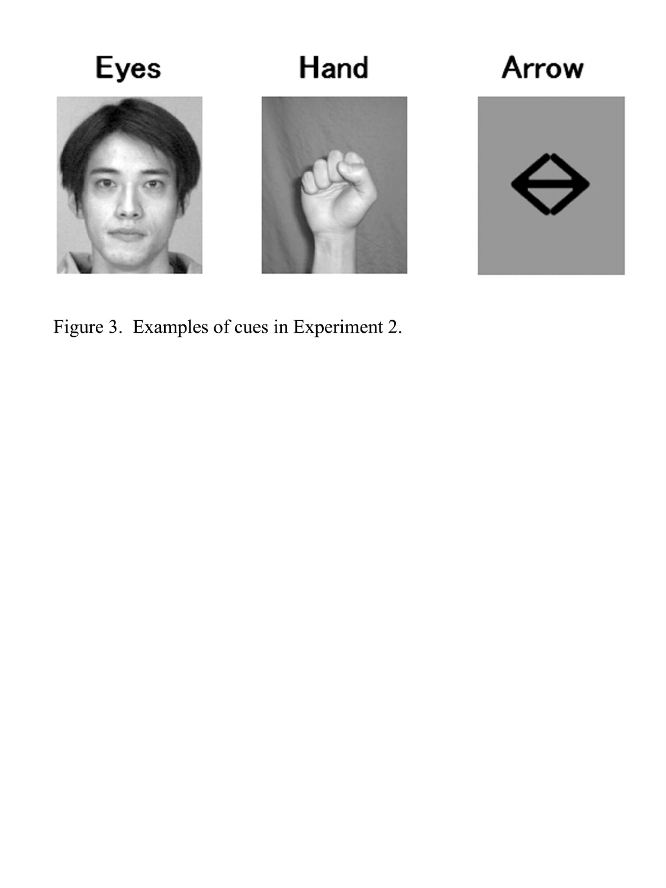Eyes Hand Arrow

Figure 3. Examples of cues in Experiment 2.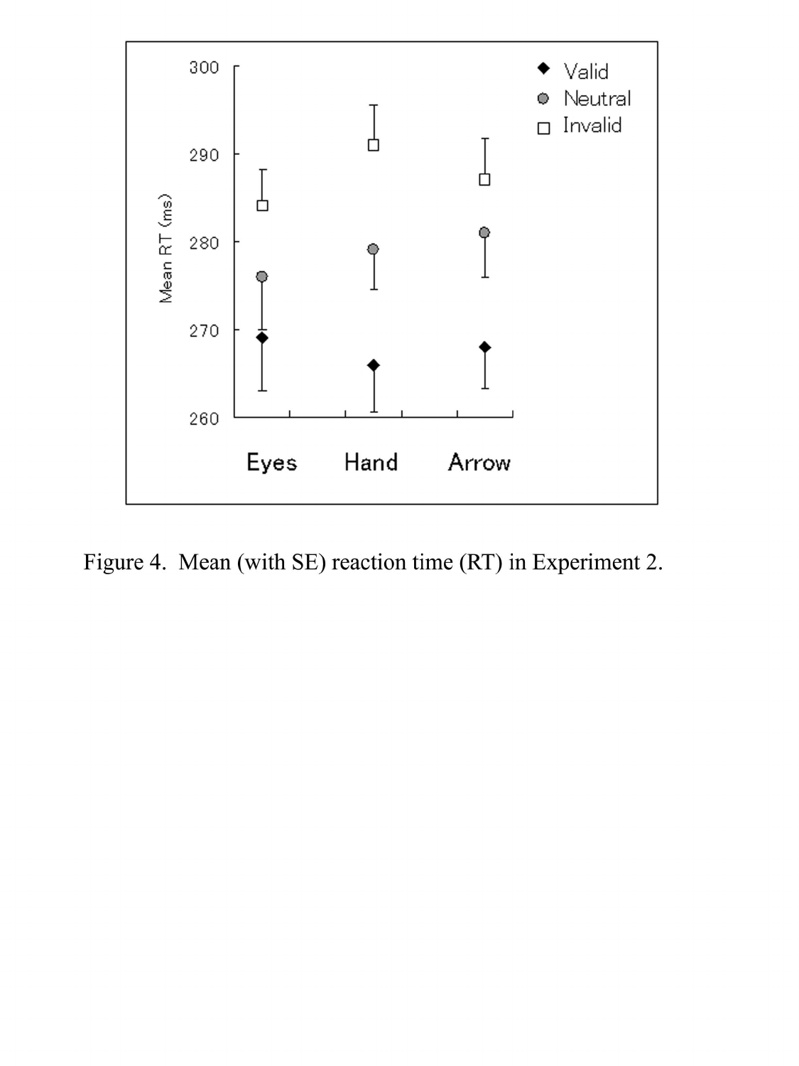Mean RT (ms)

300
290
280
270
260

Eyes
Hand
Arrow

Valid
Neutral
Invalid

Figure 4. Mean (with SE) reaction time (RT) in Experiment 2.